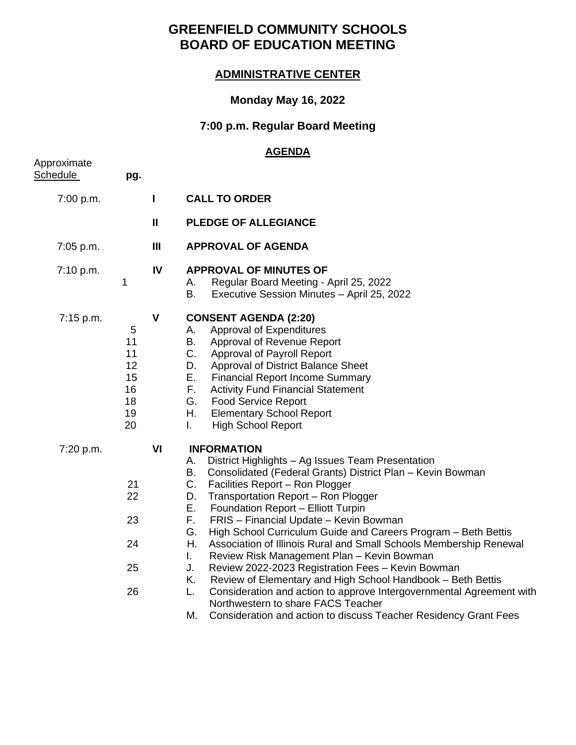# GREENFIELD COMMUNITY SCHOOLS
# BOARD OF EDUCATION MEETING

## ADMINISTRATIVE CENTER

### Monday May 16, 2022

### 7:00 p.m. Regular Board Meeting

**AGENDA**

| Approximate Schedule | pg. | | |
|---|---|---|---|
| 7:00 p.m. | | **I** | **CALL TO ORDER** |
| | | **II** | **PLEDGE OF ALLEGIANCE** |
| 7:05 p.m. | | **III** | **APPROVAL OF AGENDA** |
| 7:10 p.m. | | **IV** | **APPROVAL OF MINUTES OF** |
| | 1 | | A. Regular Board Meeting - April 25, 2022 |
| | | | B. Executive Session Minutes – April 25, 2022 |
| 7:15 p.m. | | **V** | **CONSENT AGENDA (2:20)** |
| | 5 | | A. Approval of Expenditures |
| | 11 | | B. Approval of Revenue Report |
| | 11 | | C. Approval of Payroll Report |
| | 12 | | D. Approval of District Balance Sheet |
| | 15 | | E. Financial Report Income Summary |
| | 16 | | F. Activity Fund Financial Statement |
| | 18 | | G. Food Service Report |
| | 19 | | H. Elementary School Report |
| | 20 | | I. High School Report |
| 7:20 p.m. | | **VI** | **INFORMATION** |
| | | | A. District Highlights – Ag Issues Team Presentation |
| | | | B. Consolidated (Federal Grants) District Plan – Kevin Bowman |
| | 21 | | C. Facilities Report – Ron Plogger |
| | 22 | | D. Transportation Report – Ron Plogger |
| | | | E. Foundation Report – Elliott Turpin |
| | 23 | | F. FRIS – Financial Update – Kevin Bowman |
| | | | G. High School Curriculum Guide and Careers Program – Beth Bettis |
| | 24 | | H. Association of Illinois Rural and Small Schools Membership Renewal |
| | | | I. Review Risk Management Plan – Kevin Bowman |
| | 25 | | J. Review 2022-2023 Registration Fees – Kevin Bowman |
| | | | K. Review of Elementary and High School Handbook – Beth Bettis |
| | 26 | | L. Consideration and action to approve Intergovernmental Agreement with Northwestern to share FACS Teacher |
| | | | M. Consideration and action to discuss Teacher Residency Grant Fees |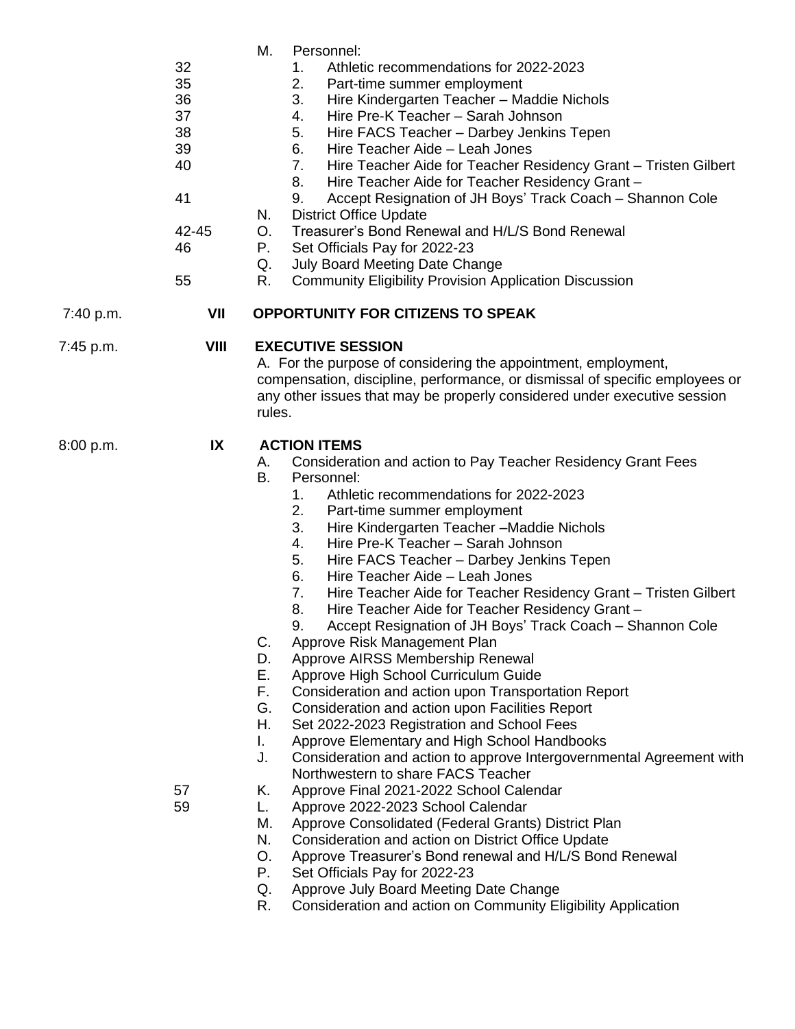| | | |
|---|---|---|
| | | M. Personnel: |
| | 32 | 1. Athletic recommendations for 2022-2023 |
| | 35 | 2. Part-time summer employment |
| | 36 | 3. Hire Kindergarten Teacher – Maddie Nichols |
| | 37 | 4. Hire Pre-K Teacher – Sarah Johnson |
| | 38 | 5. Hire FACS Teacher – Darbey Jenkins Tepen |
| | 39 | 6. Hire Teacher Aide – Leah Jones |
| | 40 | 7. Hire Teacher Aide for Teacher Residency Grant – Tristen Gilbert |
| | | 8. Hire Teacher Aide for Teacher Residency Grant – |
| | 41 | 9. Accept Resignation of JH Boys' Track Coach – Shannon Cole |
| | | N. District Office Update |
| | 42-45 | O. Treasurer's Bond Renewal and H/L/S Bond Renewal |
| | 46 | P. Set Officials Pay for 2022-23 |
| | | Q. July Board Meeting Date Change |
| | 55 | R. Community Eligibility Provision Application Discussion |
| 7:40 p.m. | **VII** | **OPPORTUNITY FOR CITIZENS TO SPEAK** |
| 7:45 p.m. | **VIII** | **EXECUTIVE SESSION** |
| | | A. For the purpose of considering the appointment, employment, compensation, discipline, performance, or dismissal of specific employees or any other issues that may be properly considered under executive session rules. |
| 8:00 p.m. | **IX** | **ACTION ITEMS** |
| | | A. Consideration and action to Pay Teacher Residency Grant Fees |
| | | B. Personnel: |
| | | 1. Athletic recommendations for 2022-2023 |
| | | 2. Part-time summer employment |
| | | 3. Hire Kindergarten Teacher –Maddie Nichols |
| | | 4. Hire Pre-K Teacher – Sarah Johnson |
| | | 5. Hire FACS Teacher – Darbey Jenkins Tepen |
| | | 6. Hire Teacher Aide – Leah Jones |
| | | 7. Hire Teacher Aide for Teacher Residency Grant – Tristen Gilbert |
| | | 8. Hire Teacher Aide for Teacher Residency Grant – |
| | | 9. Accept Resignation of JH Boys' Track Coach – Shannon Cole |
| | | C. Approve Risk Management Plan |
| | | D. Approve AIRSS Membership Renewal |
| | | E. Approve High School Curriculum Guide |
| | | F. Consideration and action upon Transportation Report |
| | | G. Consideration and action upon Facilities Report |
| | | H. Set 2022-2023 Registration and School Fees |
| | | I. Approve Elementary and High School Handbooks |
| | | J. Consideration and action to approve Intergovernmental Agreement with Northwestern to share FACS Teacher |
| | 57 | K. Approve Final 2021-2022 School Calendar |
| | 59 | L. Approve 2022-2023 School Calendar |
| | | M. Approve Consolidated (Federal Grants) District Plan |
| | | N. Consideration and action on District Office Update |
| | | O. Approve Treasurer's Bond renewal and H/L/S Bond Renewal |
| | | P. Set Officials Pay for 2022-23 |
| | | Q. Approve July Board Meeting Date Change |
| | | R. Consideration and action on Community Eligibility Application |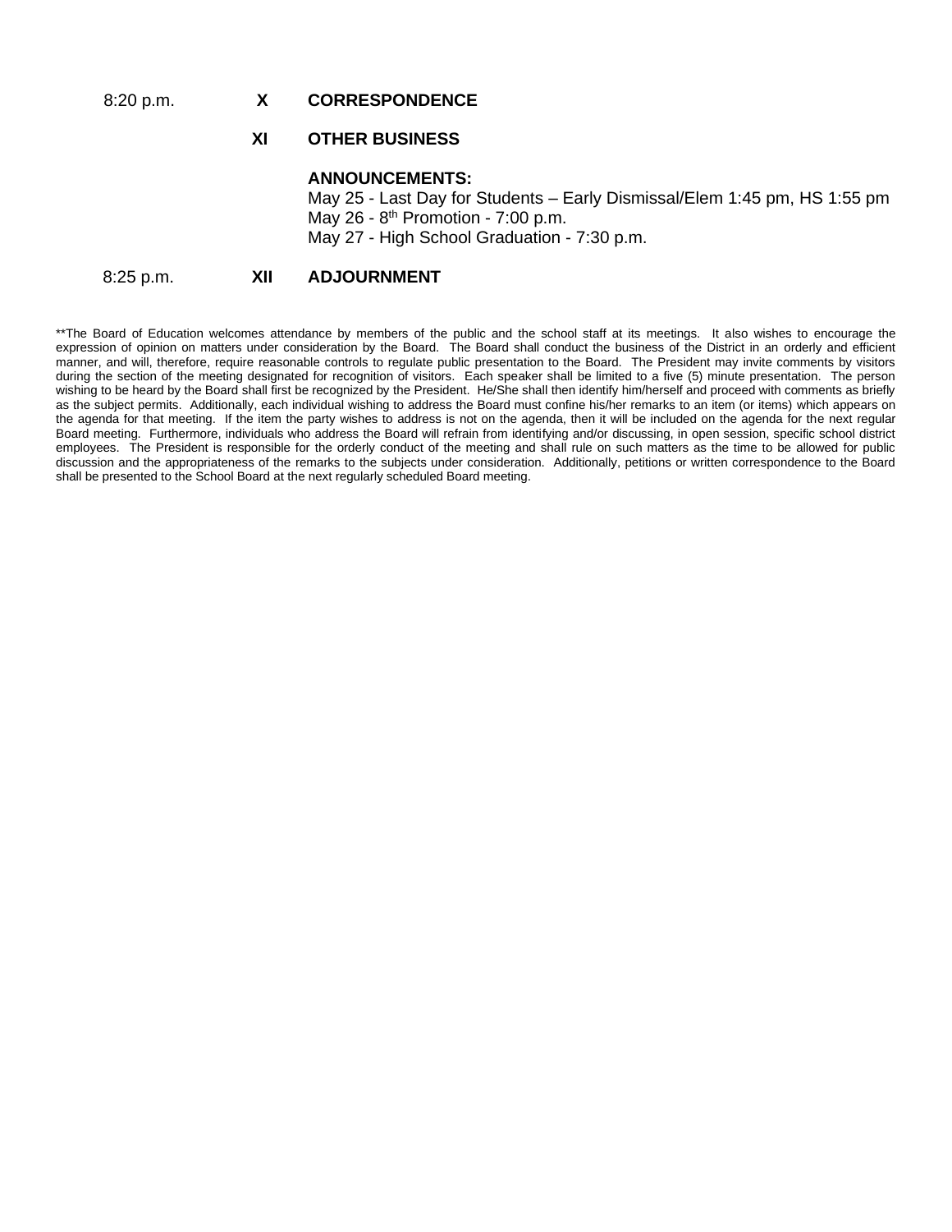8:20 p.m. **X CORRESPONDENCE**

**XI OTHER BUSINESS**

**ANNOUNCEMENTS:**

May 25 - Last Day for Students – Early Dismissal/Elem 1:45 pm, HS 1:55 pm
May 26 - 8th Promotion - 7:00 p.m.
May 27 - High School Graduation - 7:30 p.m.

8:25 p.m. **XII ADJOURNMENT**

**The Board of Education welcomes attendance by members of the public and the school staff at its meetings. It also wishes to encourage the expression of opinion on matters under consideration by the Board. The Board shall conduct the business of the District in an orderly and efficient manner, and will, therefore, require reasonable controls to regulate public presentation to the Board. The President may invite comments by visitors during the section of the meeting designated for recognition of visitors. Each speaker shall be limited to a five (5) minute presentation. The person wishing to be heard by the Board shall first be recognized by the President. He/She shall then identify him/herself and proceed with comments as briefly as the subject permits. Additionally, each individual wishing to address the Board must confine his/her remarks to an item (or items) which appears on the agenda for that meeting. If the item the party wishes to address is not on the agenda, then it will be included on the agenda for the next regular Board meeting. Furthermore, individuals who address the Board will refrain from identifying and/or discussing, in open session, specific school district employees. The President is responsible for the orderly conduct of the meeting and shall rule on such matters as the time to be allowed for public discussion and the appropriateness of the remarks to the subjects under consideration. Additionally, petitions or written correspondence to the Board shall be presented to the School Board at the next regularly scheduled Board meeting.